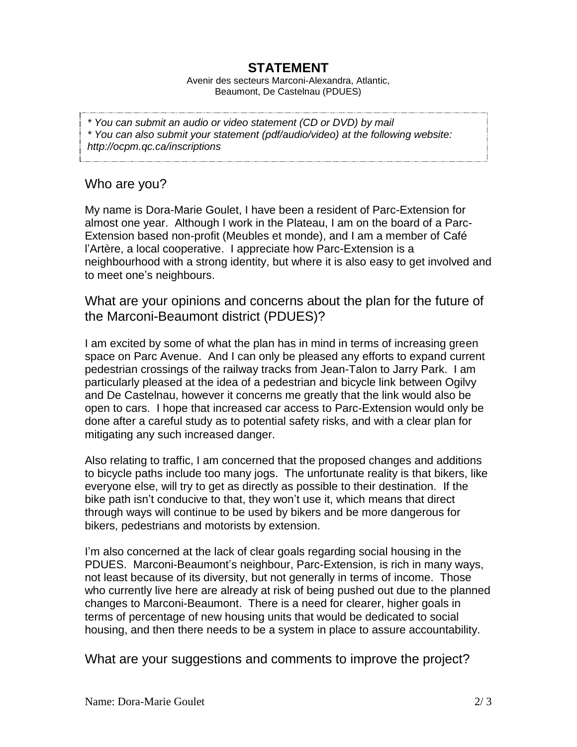# STATEMENT

Avenir des secteurs Marconi-Alexandra, Atlantic, Beaumont, De Castelnau (PDUES)

*\* You can submit an audio or video statement (CD or DVD) by mail*
*\* You can also submit your statement (pdf/audio/video) at the following website: http://ocpm.qc.ca/inscriptions*

## Who are you?

My name is Dora-Marie Goulet, I have been a resident of Parc-Extension for almost one year. Although I work in the Plateau, I am on the board of a Parc-Extension based non-profit (Meubles et monde), and I am a member of Café l'Artère, a local cooperative. I appreciate how Parc-Extension is a neighbourhood with a strong identity, but where it is also easy to get involved and to meet one's neighbours.

## What are your opinions and concerns about the plan for the future of the Marconi-Beaumont district (PDUES)?

I am excited by some of what the plan has in mind in terms of increasing green space on Parc Avenue. And I can only be pleased any efforts to expand current pedestrian crossings of the railway tracks from Jean-Talon to Jarry Park. I am particularly pleased at the idea of a pedestrian and bicycle link between Ogilvy and De Castelnau, however it concerns me greatly that the link would also be open to cars. I hope that increased car access to Parc-Extension would only be done after a careful study as to potential safety risks, and with a clear plan for mitigating any such increased danger.

Also relating to traffic, I am concerned that the proposed changes and additions to bicycle paths include too many jogs. The unfortunate reality is that bikers, like everyone else, will try to get as directly as possible to their destination. If the bike path isn't conducive to that, they won't use it, which means that direct through ways will continue to be used by bikers and be more dangerous for bikers, pedestrians and motorists by extension.

I'm also concerned at the lack of clear goals regarding social housing in the PDUES. Marconi-Beaumont's neighbour, Parc-Extension, is rich in many ways, not least because of its diversity, but not generally in terms of income. Those who currently live here are already at risk of being pushed out due to the planned changes to Marconi-Beaumont. There is a need for clearer, higher goals in terms of percentage of new housing units that would be dedicated to social housing, and then there needs to be a system in place to assure accountability.

## What are your suggestions and comments to improve the project?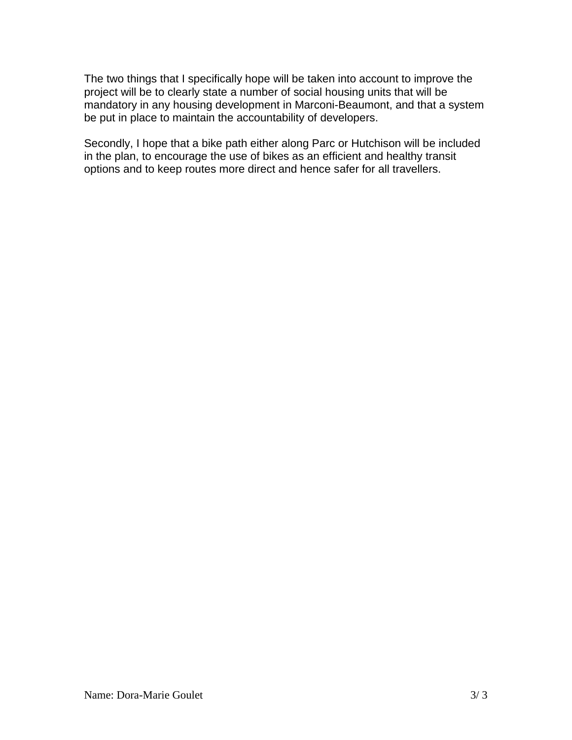The two things that I specifically hope will be taken into account to improve the project will be to clearly state a number of social housing units that will be mandatory in any housing development in Marconi-Beaumont, and that a system be put in place to maintain the accountability of developers.

Secondly, I hope that a bike path either along Parc or Hutchison will be included in the plan, to encourage the use of bikes as an efficient and healthy transit options and to keep routes more direct and hence safer for all travellers.